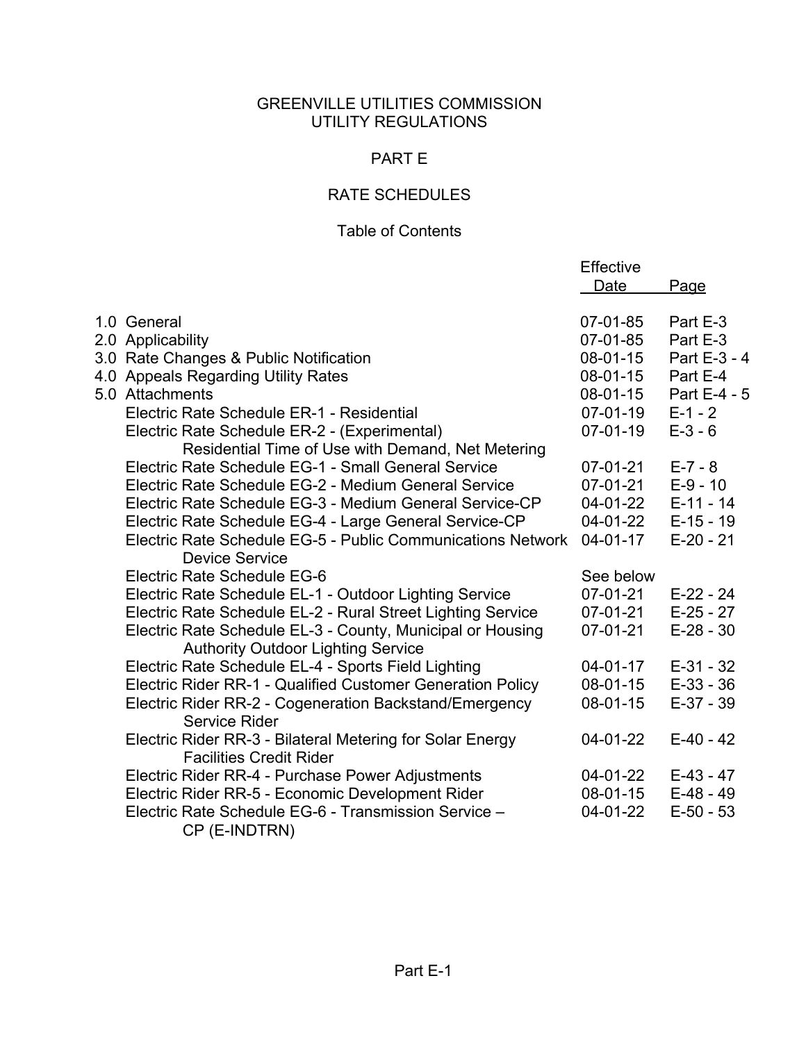# GREENVILLE UTILITIES COMMISSION
# UTILITY REGULATIONS

## PART E

## RATE SCHEDULES

### Table of Contents

| | Effective Date | Page |
|---|---|---|
| 1.0 General | 07-01-85 | Part E-3 |
| 2.0 Applicability | 07-01-85 | Part E-3 |
| 3.0 Rate Changes & Public Notification | 08-01-15 | Part E-3 - 4 |
| 4.0 Appeals Regarding Utility Rates | 08-01-15 | Part E-4 |
| 5.0 Attachments | 08-01-15 | Part E-4 - 5 |
| Electric Rate Schedule ER-1 - Residential | 07-01-19 | E-1 - 2 |
| Electric Rate Schedule ER-2 - (Experimental) Residential Time of Use with Demand, Net Metering | 07-01-19 | E-3 - 6 |
| Electric Rate Schedule EG-1 - Small General Service | 07-01-21 | E-7 - 8 |
| Electric Rate Schedule EG-2 - Medium General Service | 07-01-21 | E-9 - 10 |
| Electric Rate Schedule EG-3 - Medium General Service-CP | 04-01-22 | E-11 - 14 |
| Electric Rate Schedule EG-4 - Large General Service-CP | 04-01-22 | E-15 - 19 |
| Electric Rate Schedule EG-5 - Public Communications Network Device Service | 04-01-17 | E-20 - 21 |
| Electric Rate Schedule EG-6 | See below | |
| Electric Rate Schedule EL-1 - Outdoor Lighting Service | 07-01-21 | E-22 - 24 |
| Electric Rate Schedule EL-2 - Rural Street Lighting Service | 07-01-21 | E-25 - 27 |
| Electric Rate Schedule EL-3 - County, Municipal or Housing Authority Outdoor Lighting Service | 07-01-21 | E-28 - 30 |
| Electric Rate Schedule EL-4 - Sports Field Lighting | 04-01-17 | E-31 - 32 |
| Electric Rider RR-1 - Qualified Customer Generation Policy | 08-01-15 | E-33 - 36 |
| Electric Rider RR-2 - Cogeneration Backstand/Emergency Service Rider | 08-01-15 | E-37 - 39 |
| Electric Rider RR-3 - Bilateral Metering for Solar Energy Facilities Credit Rider | 04-01-22 | E-40 - 42 |
| Electric Rider RR-4 - Purchase Power Adjustments | 04-01-22 | E-43 - 47 |
| Electric Rider RR-5 - Economic Development Rider | 08-01-15 | E-48 - 49 |
| Electric Rate Schedule EG-6 - Transmission Service – CP (E-INDTRN) | 04-01-22 | E-50 - 53 |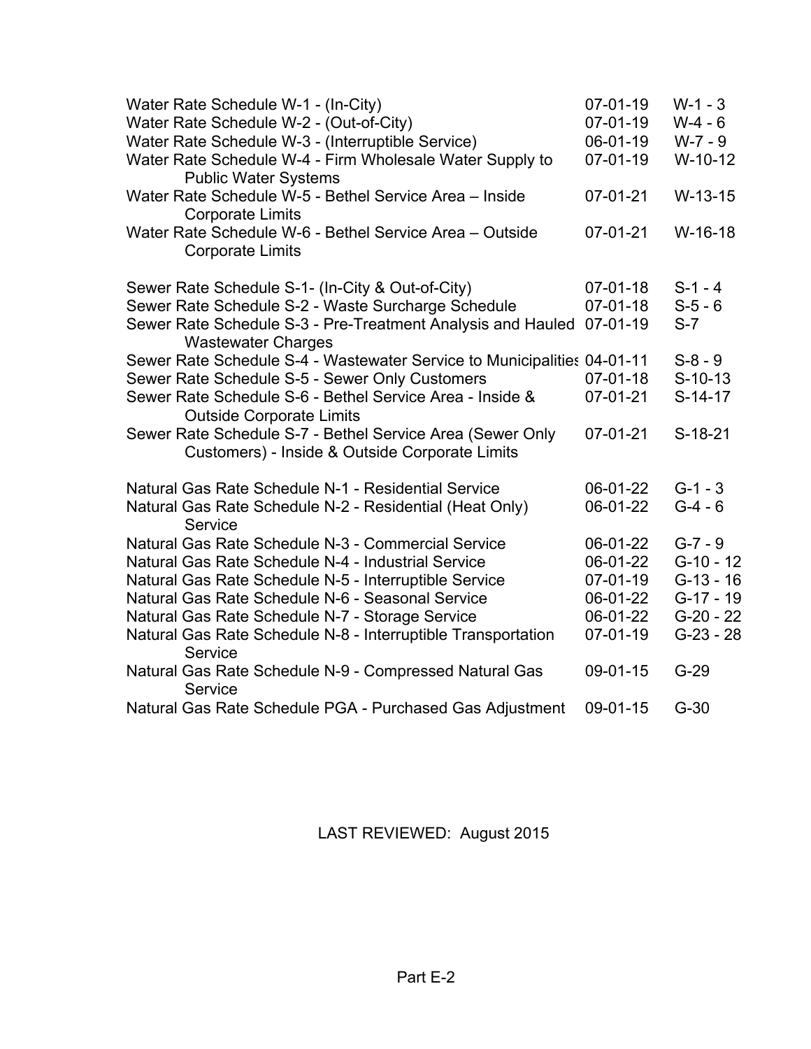| | | |
|---|---|---|
| Water Rate Schedule W-1 - (In-City) | 07-01-19 | W-1 - 3 |
| Water Rate Schedule W-2 - (Out-of-City) | 07-01-19 | W-4 - 6 |
| Water Rate Schedule W-3 - (Interruptible Service) | 06-01-19 | W-7 - 9 |
| Water Rate Schedule W-4 - Firm Wholesale Water Supply to Public Water Systems | 07-01-19 | W-10-12 |
| Water Rate Schedule W-5 - Bethel Service Area – Inside Corporate Limits | 07-01-21 | W-13-15 |
| Water Rate Schedule W-6 - Bethel Service Area – Outside Corporate Limits | 07-01-21 | W-16-18 |
| | | |
| Sewer Rate Schedule S-1- (In-City & Out-of-City) | 07-01-18 | S-1 - 4 |
| Sewer Rate Schedule S-2 - Waste Surcharge Schedule | 07-01-18 | S-5 - 6 |
| Sewer Rate Schedule S-3 - Pre-Treatment Analysis and Hauled Wastewater Charges | 07-01-19 | S-7 |
| Sewer Rate Schedule S-4 - Wastewater Service to Municipalities | 04-01-11 | S-8 - 9 |
| Sewer Rate Schedule S-5 - Sewer Only Customers | 07-01-18 | S-10-13 |
| Sewer Rate Schedule S-6 - Bethel Service Area - Inside & Outside Corporate Limits | 07-01-21 | S-14-17 |
| Sewer Rate Schedule S-7 - Bethel Service Area (Sewer Only Customers) - Inside & Outside Corporate Limits | 07-01-21 | S-18-21 |
| | | |
| Natural Gas Rate Schedule N-1 - Residential Service | 06-01-22 | G-1 - 3 |
| Natural Gas Rate Schedule N-2 - Residential (Heat Only) Service | 06-01-22 | G-4 - 6 |
| Natural Gas Rate Schedule N-3 - Commercial Service | 06-01-22 | G-7 - 9 |
| Natural Gas Rate Schedule N-4 - Industrial Service | 06-01-22 | G-10 - 12 |
| Natural Gas Rate Schedule N-5 - Interruptible Service | 07-01-19 | G-13 - 16 |
| Natural Gas Rate Schedule N-6 - Seasonal Service | 06-01-22 | G-17 - 19 |
| Natural Gas Rate Schedule N-7 - Storage Service | 06-01-22 | G-20 - 22 |
| Natural Gas Rate Schedule N-8 - Interruptible Transportation Service | 07-01-19 | G-23 - 28 |
| Natural Gas Rate Schedule N-9 - Compressed Natural Gas Service | 09-01-15 | G-29 |
| Natural Gas Rate Schedule PGA - Purchased Gas Adjustment | 09-01-15 | G-30 |

LAST REVIEWED: August 2015

Part E-2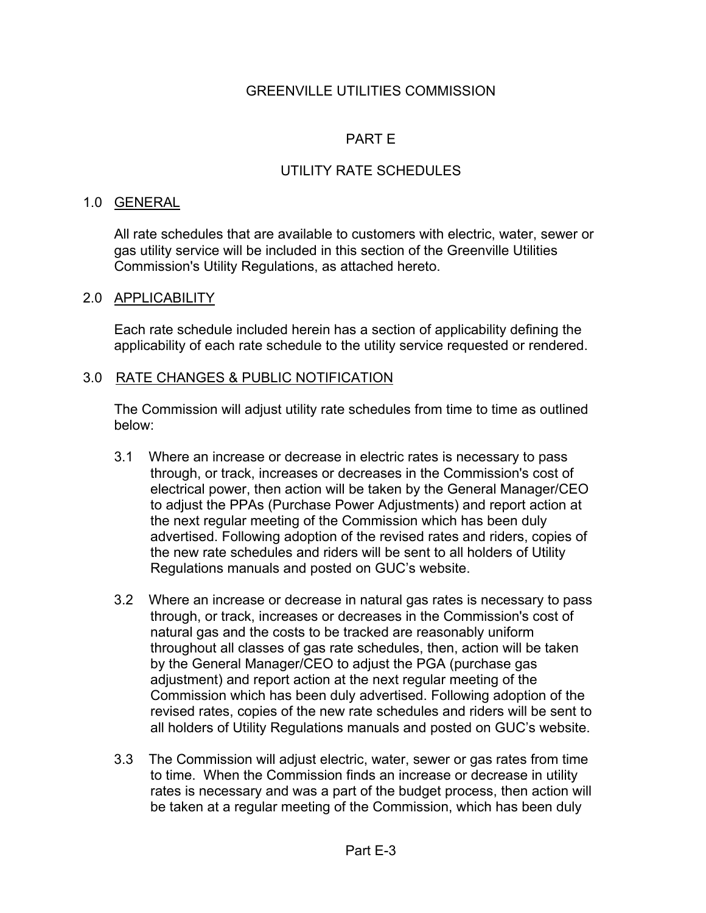# GREENVILLE UTILITIES COMMISSION

## PART E

## UTILITY RATE SCHEDULES

### 1.0 GENERAL

All rate schedules that are available to customers with electric, water, sewer or gas utility service will be included in this section of the Greenville Utilities Commission's Utility Regulations, as attached hereto.

### 2.0 APPLICABILITY

Each rate schedule included herein has a section of applicability defining the applicability of each rate schedule to the utility service requested or rendered.

### 3.0 RATE CHANGES & PUBLIC NOTIFICATION

The Commission will adjust utility rate schedules from time to time as outlined below:

3.1 Where an increase or decrease in electric rates is necessary to pass through, or track, increases or decreases in the Commission's cost of electrical power, then action will be taken by the General Manager/CEO to adjust the PPAs (Purchase Power Adjustments) and report action at the next regular meeting of the Commission which has been duly advertised. Following adoption of the revised rates and riders, copies of the new rate schedules and riders will be sent to all holders of Utility Regulations manuals and posted on GUC's website.

3.2 Where an increase or decrease in natural gas rates is necessary to pass through, or track, increases or decreases in the Commission's cost of natural gas and the costs to be tracked are reasonably uniform throughout all classes of gas rate schedules, then, action will be taken by the General Manager/CEO to adjust the PGA (purchase gas adjustment) and report action at the next regular meeting of the Commission which has been duly advertised. Following adoption of the revised rates, copies of the new rate schedules and riders will be sent to all holders of Utility Regulations manuals and posted on GUC's website.

3.3 The Commission will adjust electric, water, sewer or gas rates from time to time. When the Commission finds an increase or decrease in utility rates is necessary and was a part of the budget process, then action will be taken at a regular meeting of the Commission, which has been duly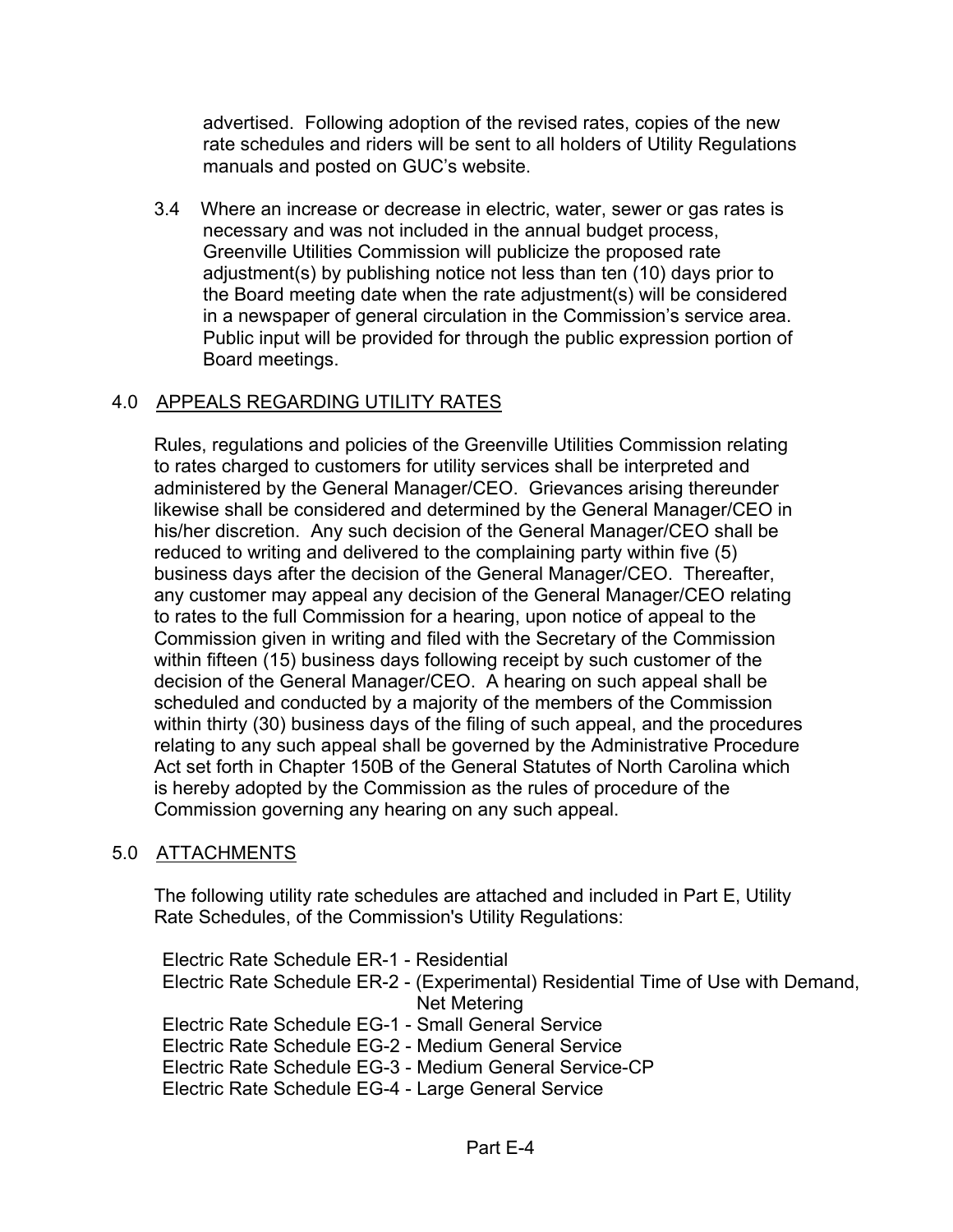advertised. Following adoption of the revised rates, copies of the new rate schedules and riders will be sent to all holders of Utility Regulations manuals and posted on GUC's website.

3.4 Where an increase or decrease in electric, water, sewer or gas rates is necessary and was not included in the annual budget process, Greenville Utilities Commission will publicize the proposed rate adjustment(s) by publishing notice not less than ten (10) days prior to the Board meeting date when the rate adjustment(s) will be considered in a newspaper of general circulation in the Commission's service area. Public input will be provided for through the public expression portion of Board meetings.

## 4.0 APPEALS REGARDING UTILITY RATES

Rules, regulations and policies of the Greenville Utilities Commission relating to rates charged to customers for utility services shall be interpreted and administered by the General Manager/CEO. Grievances arising thereunder likewise shall be considered and determined by the General Manager/CEO in his/her discretion. Any such decision of the General Manager/CEO shall be reduced to writing and delivered to the complaining party within five (5) business days after the decision of the General Manager/CEO. Thereafter, any customer may appeal any decision of the General Manager/CEO relating to rates to the full Commission for a hearing, upon notice of appeal to the Commission given in writing and filed with the Secretary of the Commission within fifteen (15) business days following receipt by such customer of the decision of the General Manager/CEO. A hearing on such appeal shall be scheduled and conducted by a majority of the members of the Commission within thirty (30) business days of the filing of such appeal, and the procedures relating to any such appeal shall be governed by the Administrative Procedure Act set forth in Chapter 150B of the General Statutes of North Carolina which is hereby adopted by the Commission as the rules of procedure of the Commission governing any hearing on any such appeal.

## 5.0 ATTACHMENTS

The following utility rate schedules are attached and included in Part E, Utility Rate Schedules, of the Commission's Utility Regulations:

- Electric Rate Schedule ER-1 - Residential
- Electric Rate Schedule ER-2 - (Experimental) Residential Time of Use with Demand, Net Metering
- Electric Rate Schedule EG-1 - Small General Service
- Electric Rate Schedule EG-2 - Medium General Service
- Electric Rate Schedule EG-3 - Medium General Service-CP
- Electric Rate Schedule EG-4 - Large General Service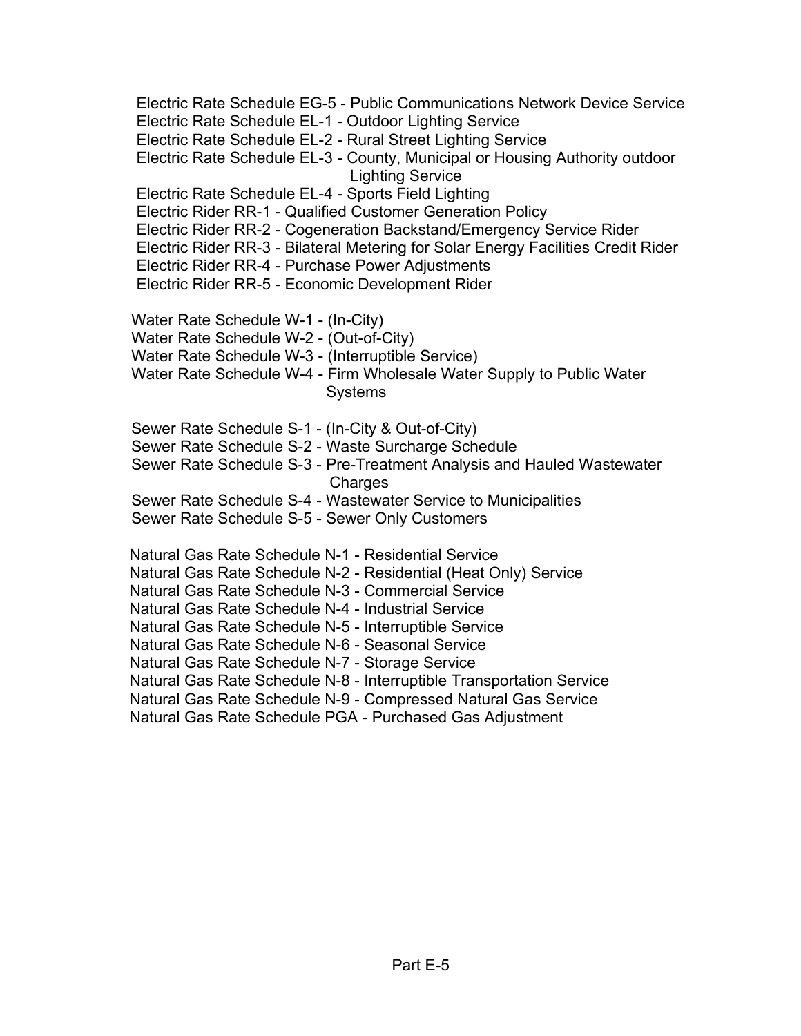Electric Rate Schedule EG-5 - Public Communications Network Device Service
Electric Rate Schedule EL-1 - Outdoor Lighting Service
Electric Rate Schedule EL-2 - Rural Street Lighting Service
Electric Rate Schedule EL-3 - County, Municipal or Housing Authority outdoor Lighting Service
Electric Rate Schedule EL-4 - Sports Field Lighting
Electric Rider RR-1 - Qualified Customer Generation Policy
Electric Rider RR-2 - Cogeneration Backstand/Emergency Service Rider
Electric Rider RR-3 - Bilateral Metering for Solar Energy Facilities Credit Rider
Electric Rider RR-4 - Purchase Power Adjustments
Electric Rider RR-5 - Economic Development Rider

Water Rate Schedule W-1 - (In-City)
Water Rate Schedule W-2 - (Out-of-City)
Water Rate Schedule W-3 - (Interruptible Service)
Water Rate Schedule W-4 - Firm Wholesale Water Supply to Public Water Systems

Sewer Rate Schedule S-1 - (In-City & Out-of-City)
Sewer Rate Schedule S-2 - Waste Surcharge Schedule
Sewer Rate Schedule S-3 - Pre-Treatment Analysis and Hauled Wastewater Charges
Sewer Rate Schedule S-4 - Wastewater Service to Municipalities
Sewer Rate Schedule S-5 - Sewer Only Customers

Natural Gas Rate Schedule N-1 - Residential Service
Natural Gas Rate Schedule N-2 - Residential (Heat Only) Service
Natural Gas Rate Schedule N-3 - Commercial Service
Natural Gas Rate Schedule N-4 - Industrial Service
Natural Gas Rate Schedule N-5 - Interruptible Service
Natural Gas Rate Schedule N-6 - Seasonal Service
Natural Gas Rate Schedule N-7 - Storage Service
Natural Gas Rate Schedule N-8 - Interruptible Transportation Service
Natural Gas Rate Schedule N-9 - Compressed Natural Gas Service
Natural Gas Rate Schedule PGA - Purchased Gas Adjustment